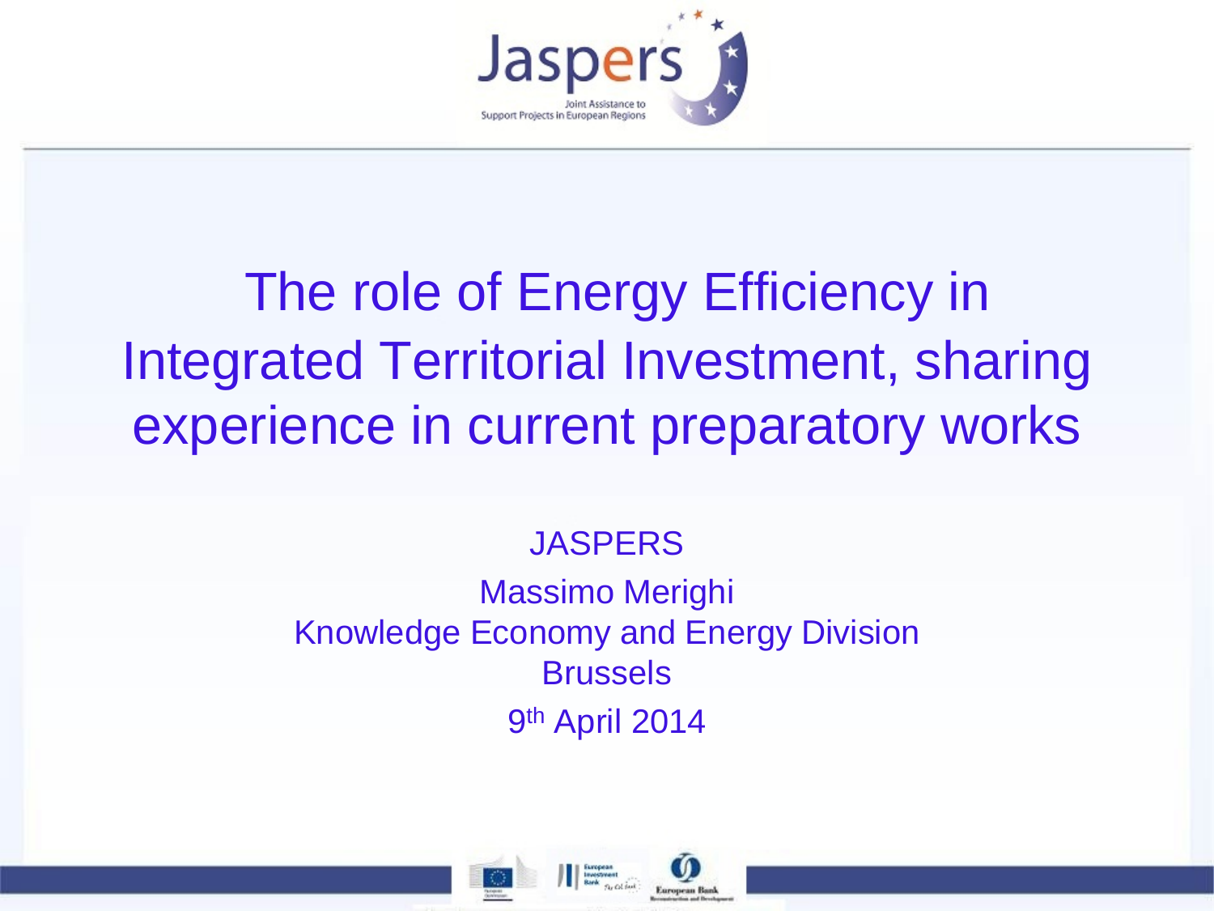# The role of Energy Efficiency in Integrated Territorial Investment, sharing experience in current preparatory works

JASPERS

Massimo Merighi

Knowledge Economy and Energy Division

Brussels

9th April 2014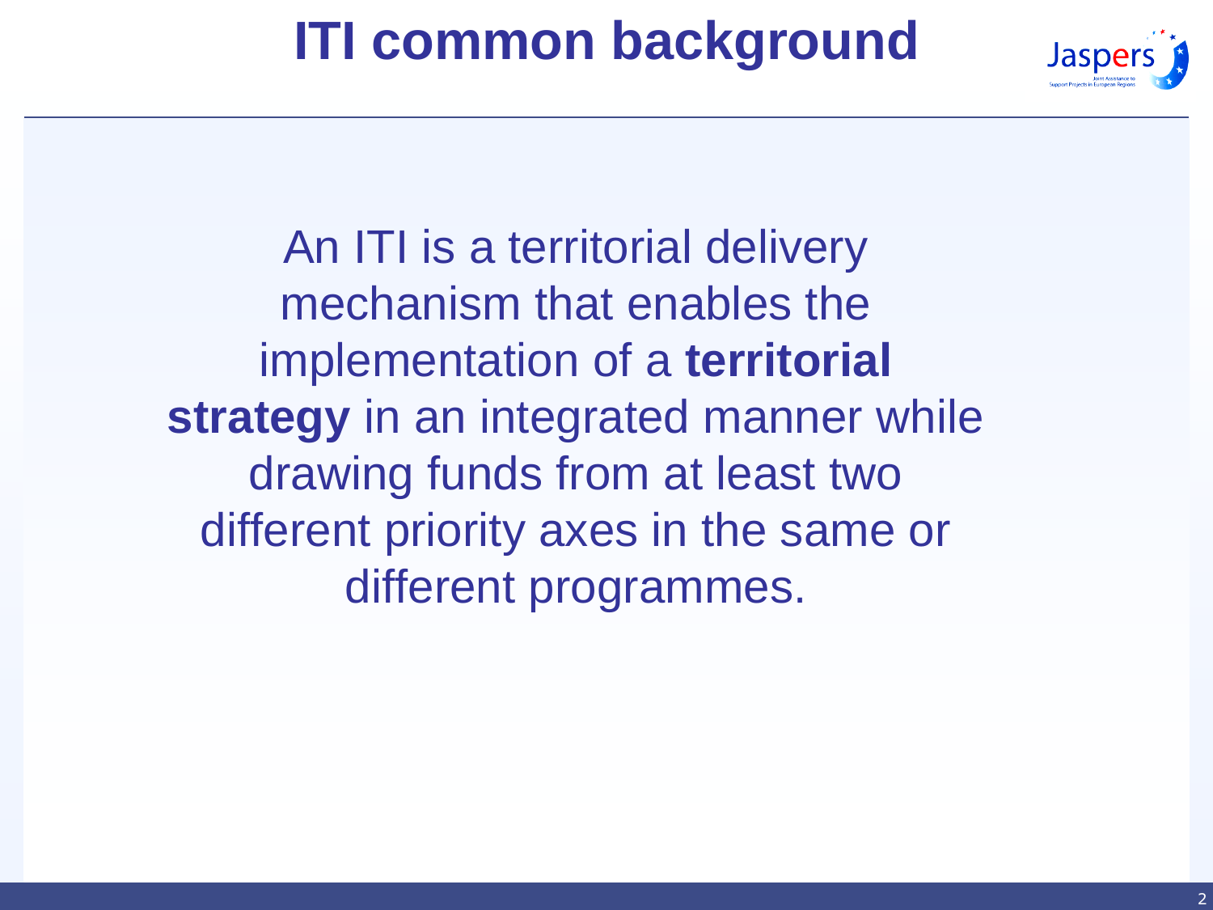# ITI common background

An ITI is a territorial delivery mechanism that enables the implementation of a **territorial strategy** in an integrated manner while drawing funds from at least two different priority axes in the same or different programmes.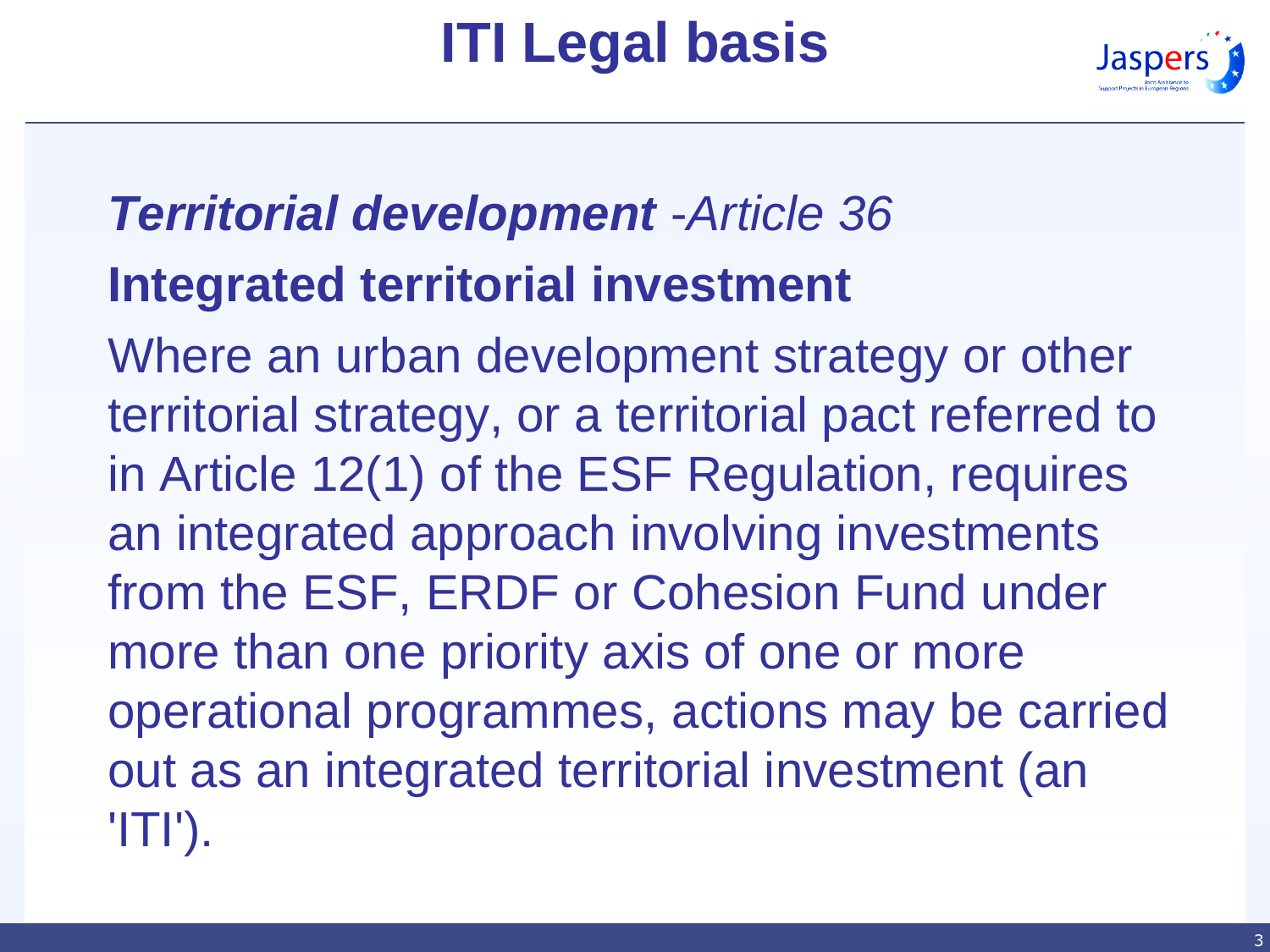# ITI Legal basis

***Territorial development*** *-Article 36*

**Integrated territorial investment**

Where an urban development strategy or other territorial strategy, or a territorial pact referred to in Article 12(1) of the ESF Regulation, requires an integrated approach involving investments from the ESF, ERDF or Cohesion Fund under more than one priority axis of one or more operational programmes, actions may be carried out as an integrated territorial investment (an 'ITI').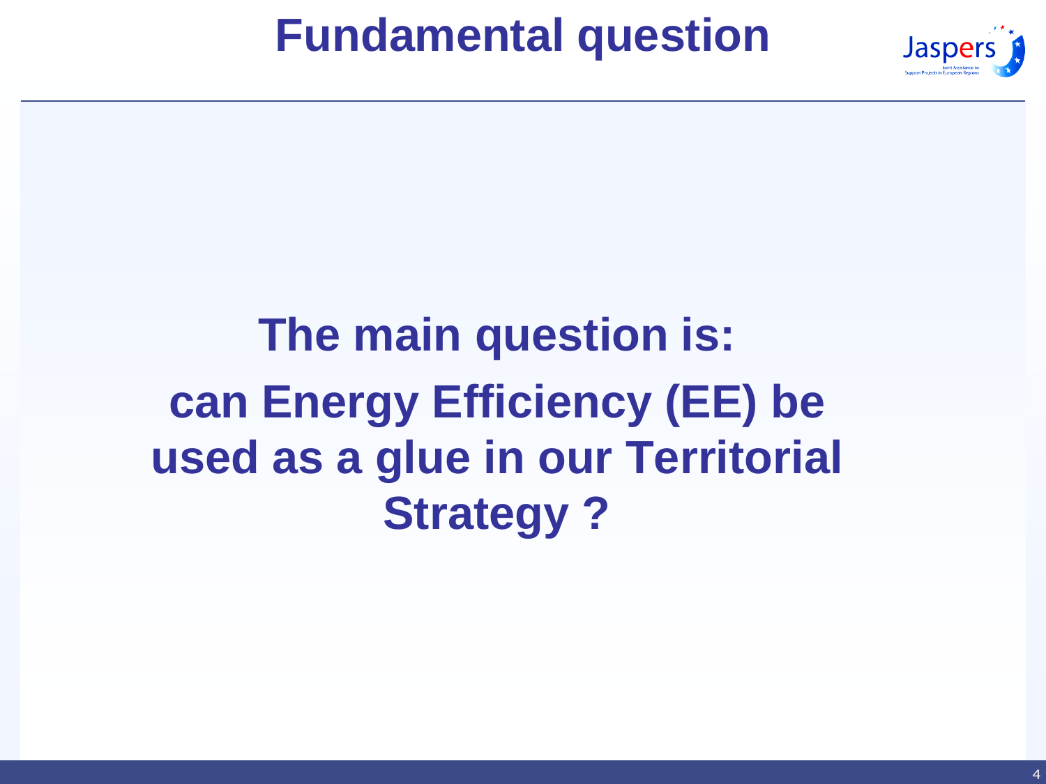# Fundamental question

**The main question is:**

**can Energy Efficiency (EE) be used as a glue in our Territorial Strategy ?**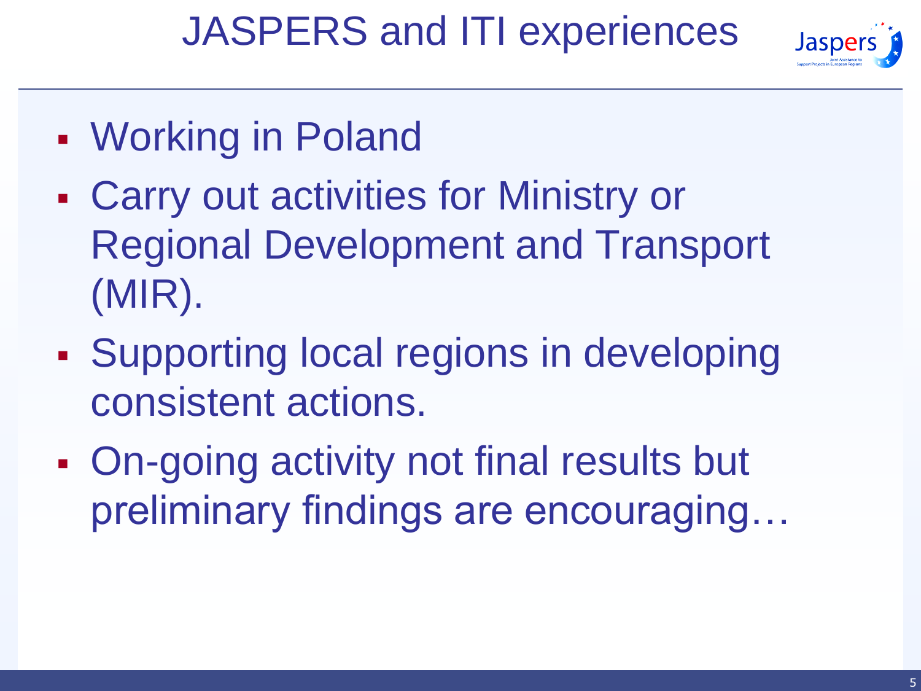# JASPERS and ITI experiences

- Working in Poland
- Carry out activities for Ministry or Regional Development and Transport (MIR).
- Supporting local regions in developing consistent actions.
- On-going activity not final results but preliminary findings are encouraging…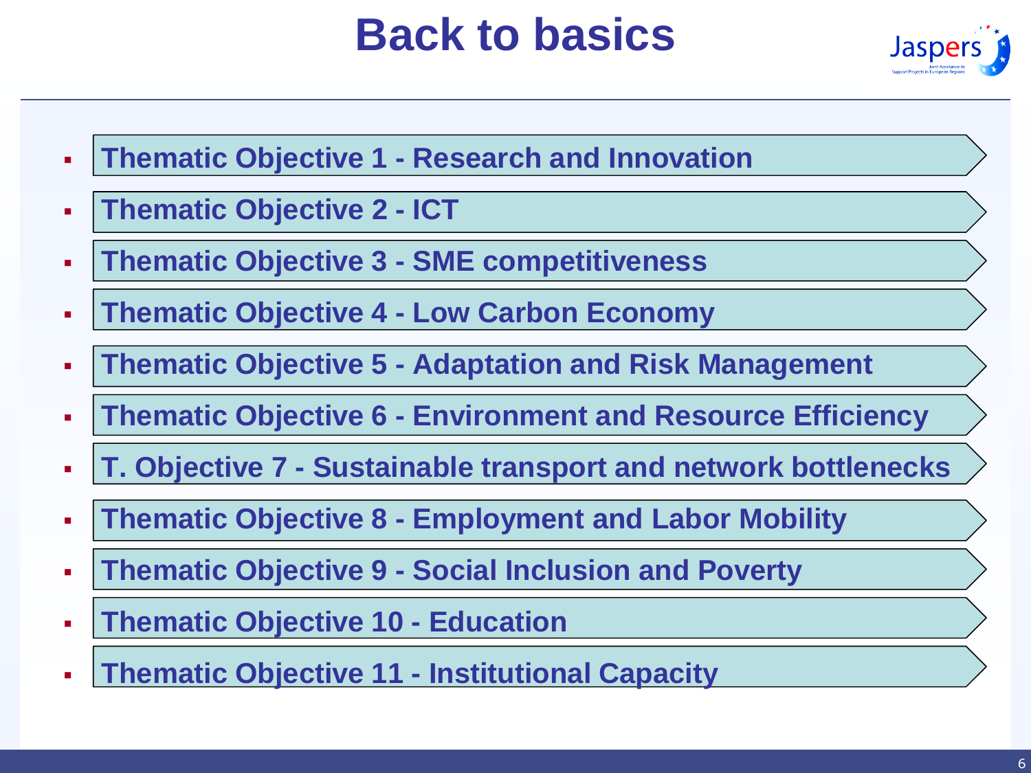# Back to basics

- Thematic Objective 1 - Research and Innovation
- Thematic Objective 2 - ICT
- Thematic Objective 3 - SME competitiveness
- Thematic Objective 4 - Low Carbon Economy
- Thematic Objective 5 - Adaptation and Risk Management
- Thematic Objective 6 - Environment and Resource Efficiency
- T. Objective 7 - Sustainable transport and network bottlenecks
- Thematic Objective 8 - Employment and Labor Mobility
- Thematic Objective 9 - Social Inclusion and Poverty
- Thematic Objective 10 - Education
- Thematic Objective 11 - Institutional Capacity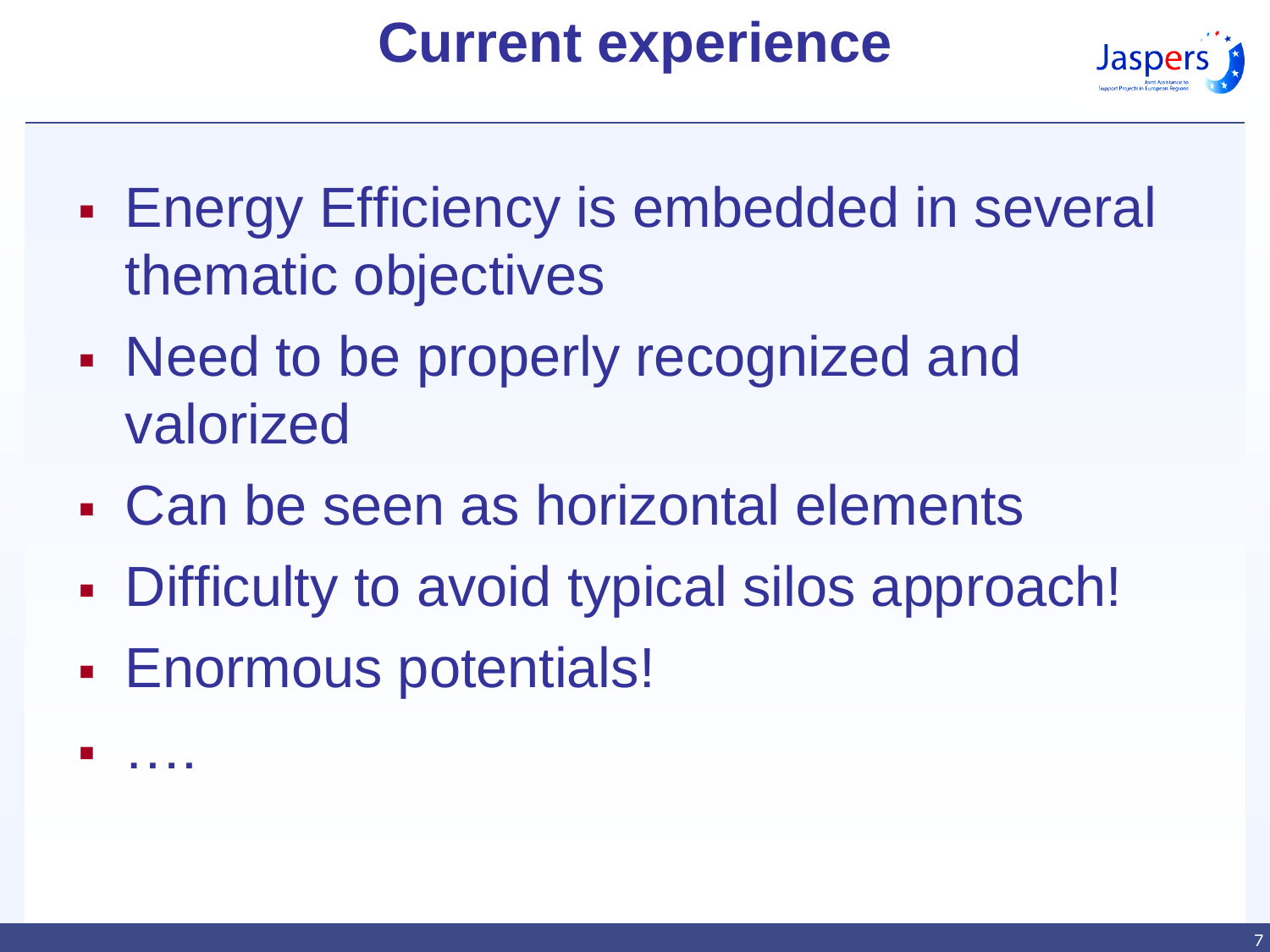# Current experience

- Energy Efficiency is embedded in several thematic objectives
- Need to be properly recognized and valorized
- Can be seen as horizontal elements
- Difficulty to avoid typical silos approach!
- Enormous potentials!
- ….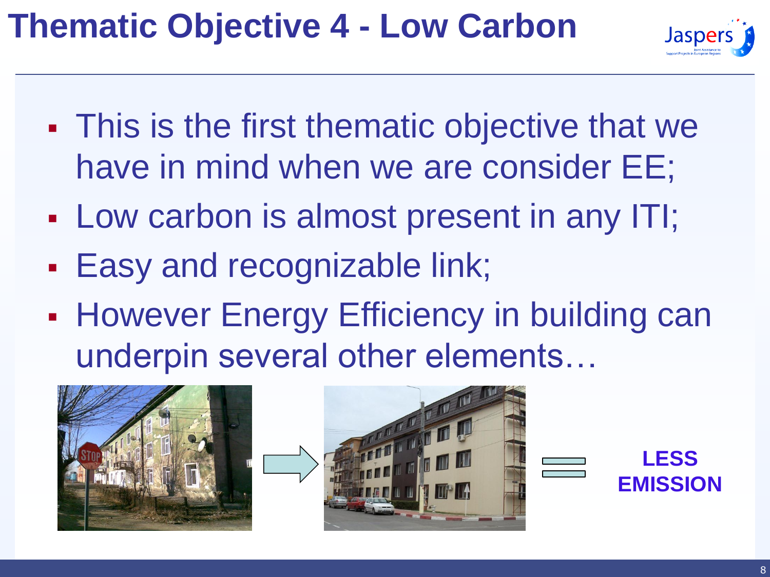# Thematic Objective 4 - Low Carbon

- This is the first thematic objective that we have in mind when we are consider EE;
- Low carbon is almost present in any ITI;
- Easy and recognizable link;
- However Energy Efficiency in building can underpin several other elements…

**LESS EMISSION**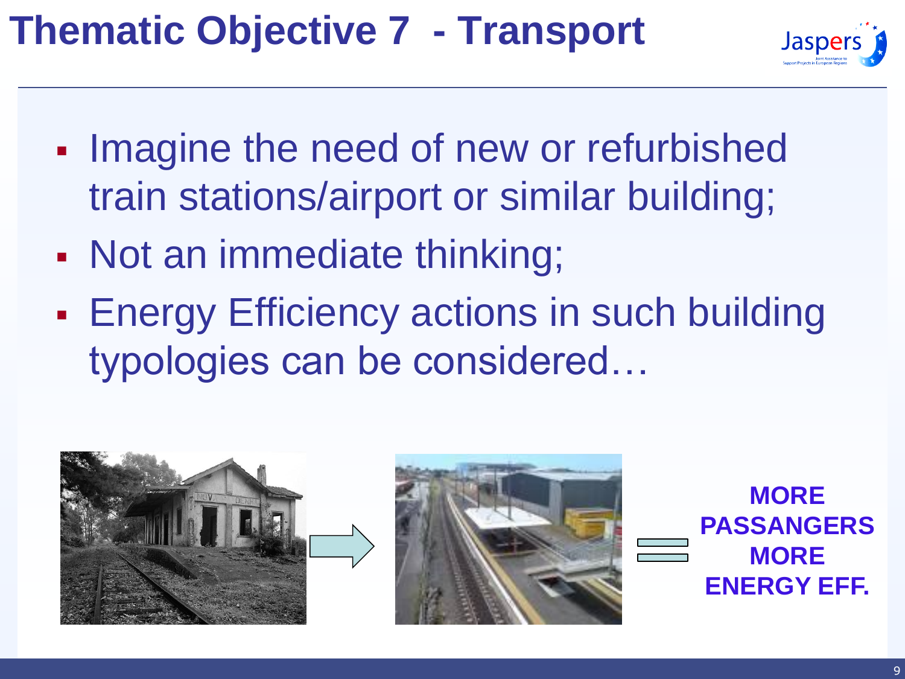# Thematic Objective 7 - Transport

- Imagine the need of new or refurbished train stations/airport or similar building;
- Not an immediate thinking;
- Energy Efficiency actions in such building typologies can be considered…

**MORE PASSANGERS MORE ENERGY EFF.**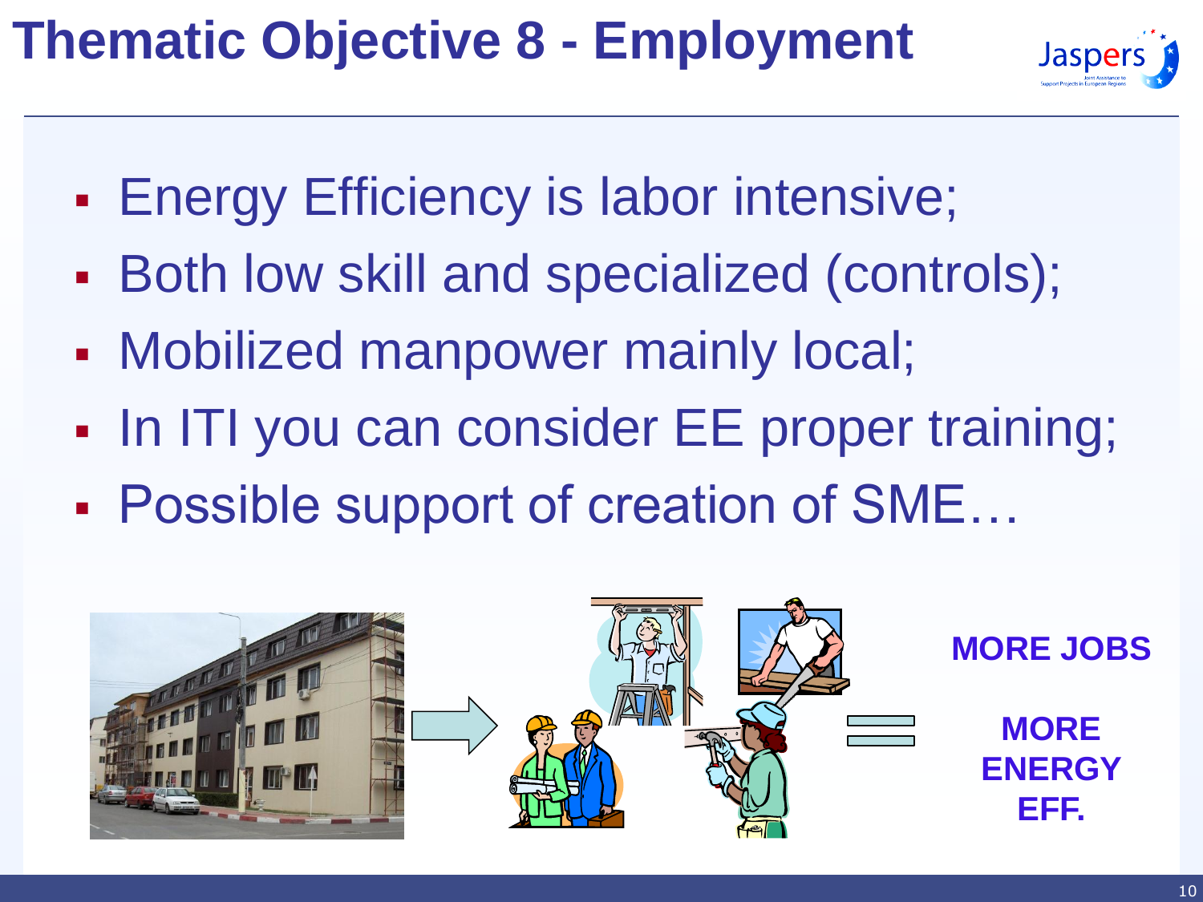# Thematic Objective 8 - Employment

- Energy Efficiency is labor intensive;
- Both low skill and specialized (controls);
- Mobilized manpower mainly local;
- In ITI you can consider EE proper training;
- Possible support of creation of SME…

**MORE JOBS**

**MORE ENERGY EFF.**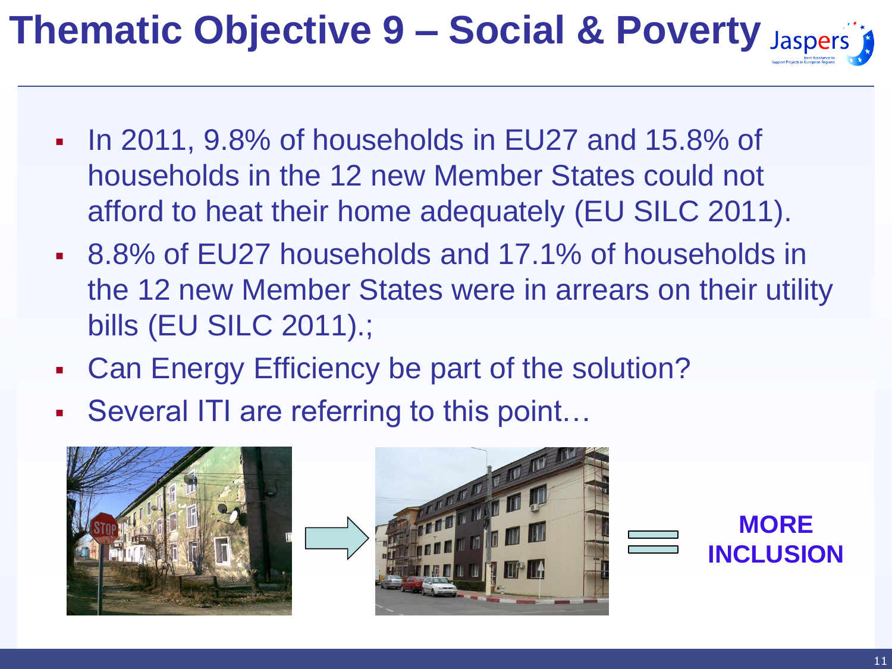# Thematic Objective 9 – Social & Poverty

- In 2011, 9.8% of households in EU27 and 15.8% of households in the 12 new Member States could not afford to heat their home adequately (EU SILC 2011).
- 8.8% of EU27 households and 17.1% of households in the 12 new Member States were in arrears on their utility bills (EU SILC 2011).;
- Can Energy Efficiency be part of the solution?
- Several ITI are referring to this point…

**MORE INCLUSION**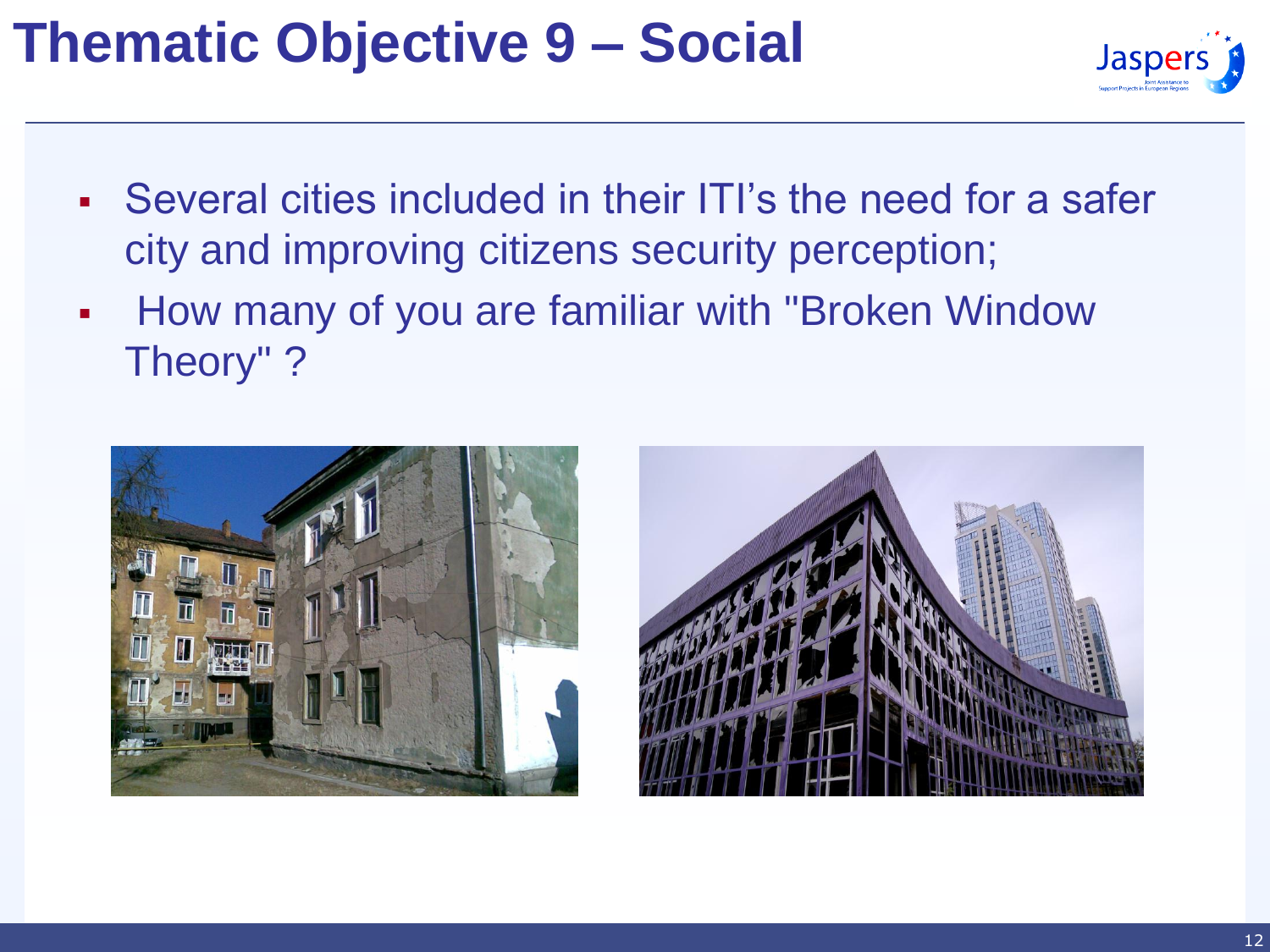# Thematic Objective 9 – Social

- Several cities included in their ITI's the need for a safer city and improving citizens security perception;
- How many of you are familiar with "Broken Window Theory" ?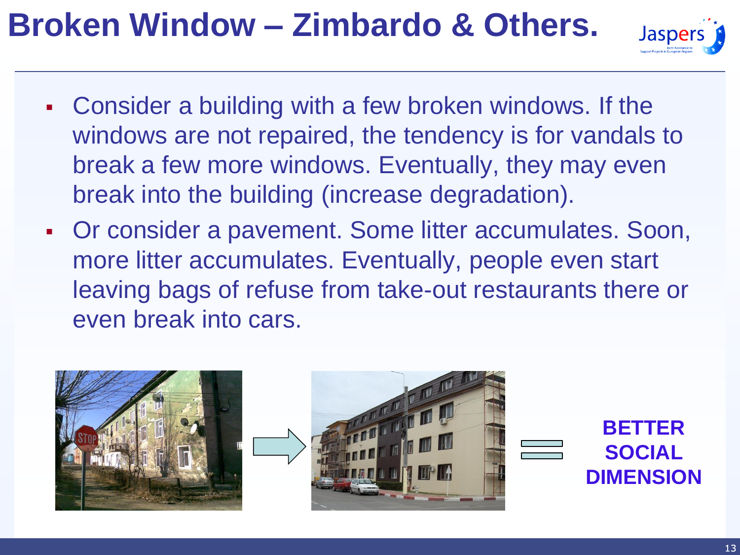# Broken Window – Zimbardo & Others.

- Consider a building with a few broken windows. If the windows are not repaired, the tendency is for vandals to break a few more windows. Eventually, they may even break into the building (increase degradation).
- Or consider a pavement. Some litter accumulates. Soon, more litter accumulates. Eventually, people even start leaving bags of refuse from take-out restaurants there or even break into cars.

**BETTER SOCIAL DIMENSION**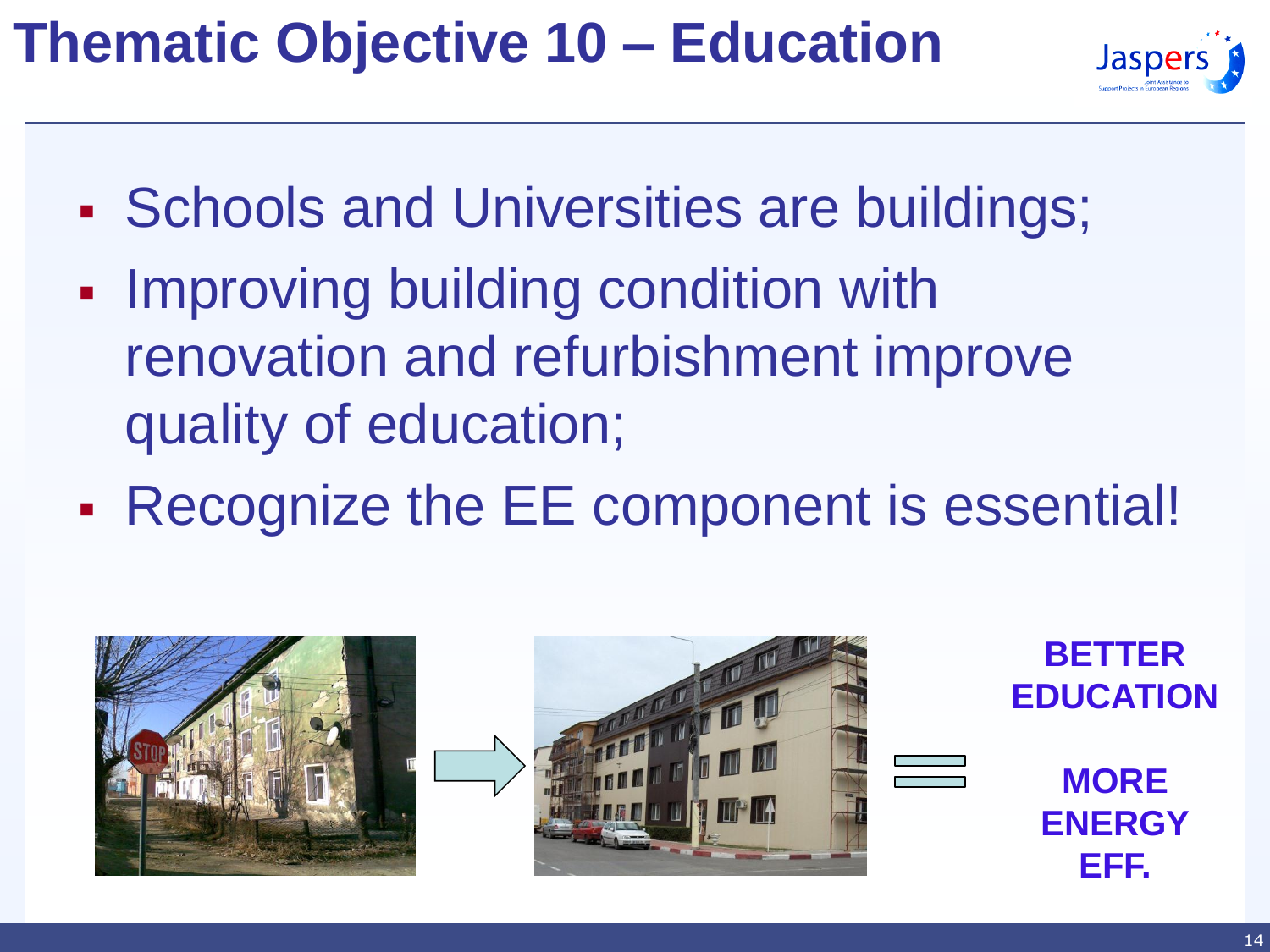# Thematic Objective 10 – Education

- Schools and Universities are buildings;
- Improving building condition with renovation and refurbishment improve quality of education;
- Recognize the EE component is essential!

**BETTER EDUCATION**

**MORE ENERGY EFF.**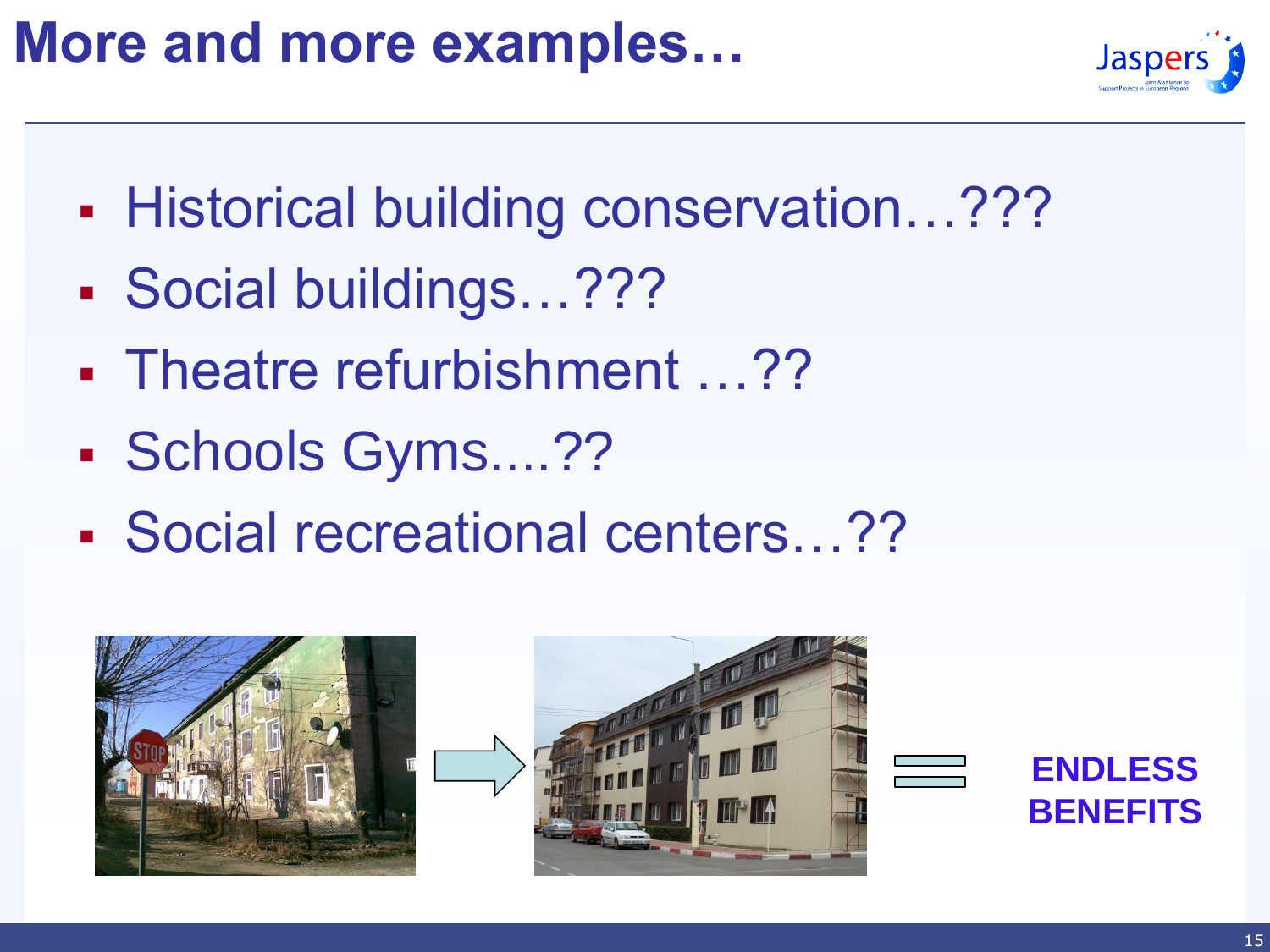# More and more examples…

- Historical building conservation…???
- Social buildings…???
- Theatre refurbishment …??
- Schools Gyms....??
- Social recreational centers…??

**ENDLESS BENEFITS**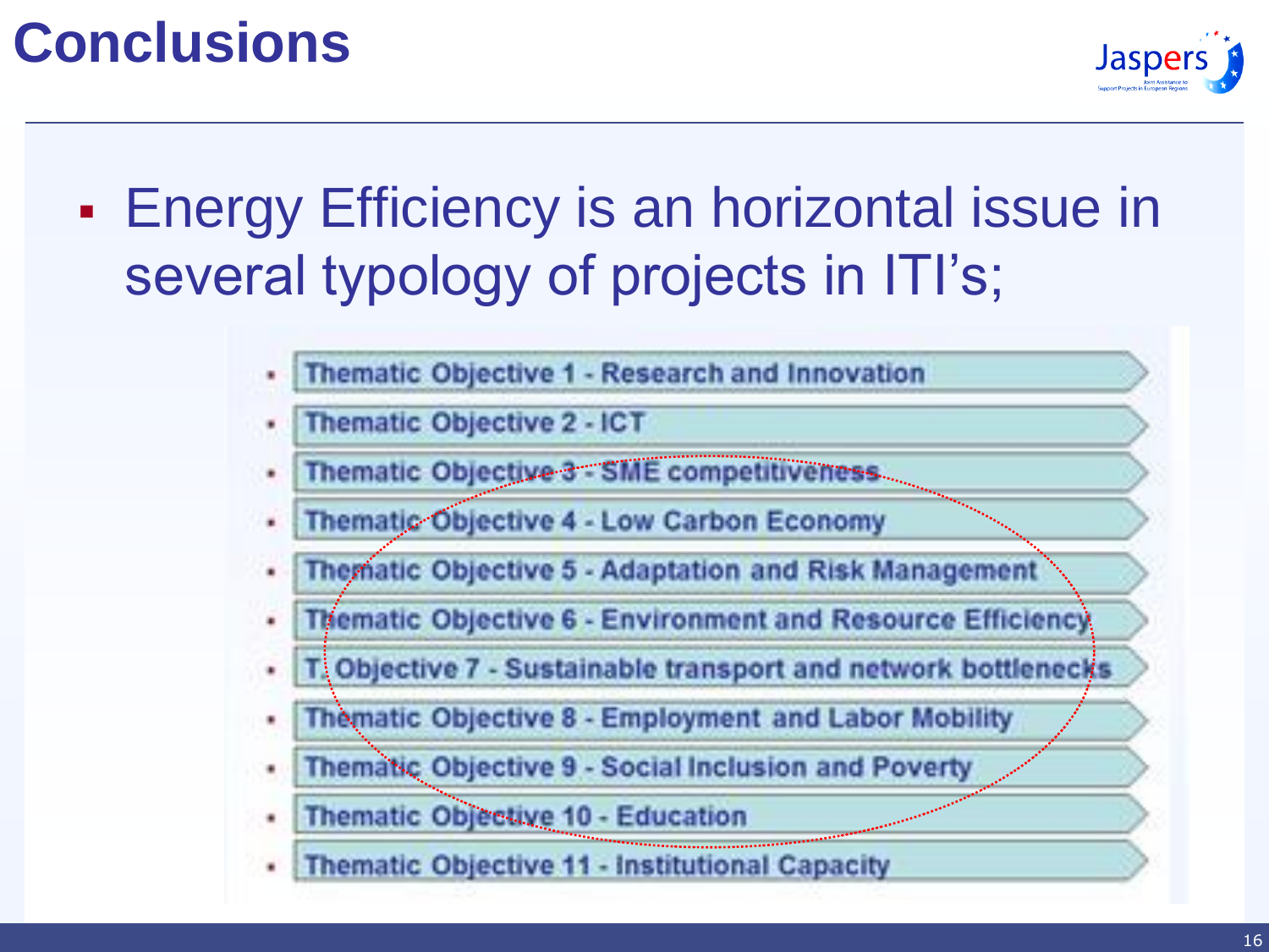# Conclusions

- Energy Efficiency is an horizontal issue in several typology of projects in ITI's;

  - Thematic Objective 1 - Research and Innovation
  - Thematic Objective 2 - ICT
  - Thematic Objective 3 - SME competitiveness
  - Thematic Objective 4 - Low Carbon Economy
  - Thematic Objective 5 - Adaptation and Risk Management
  - Thematic Objective 6 - Environment and Resource Efficiency
  - T. Objective 7 - Sustainable transport and network bottlenecks
  - Thematic Objective 8 - Employment and Labor Mobility
  - Thematic Objective 9 - Social Inclusion and Poverty
  - Thematic Objective 10 - Education
  - Thematic Objective 11 - Institutional Capacity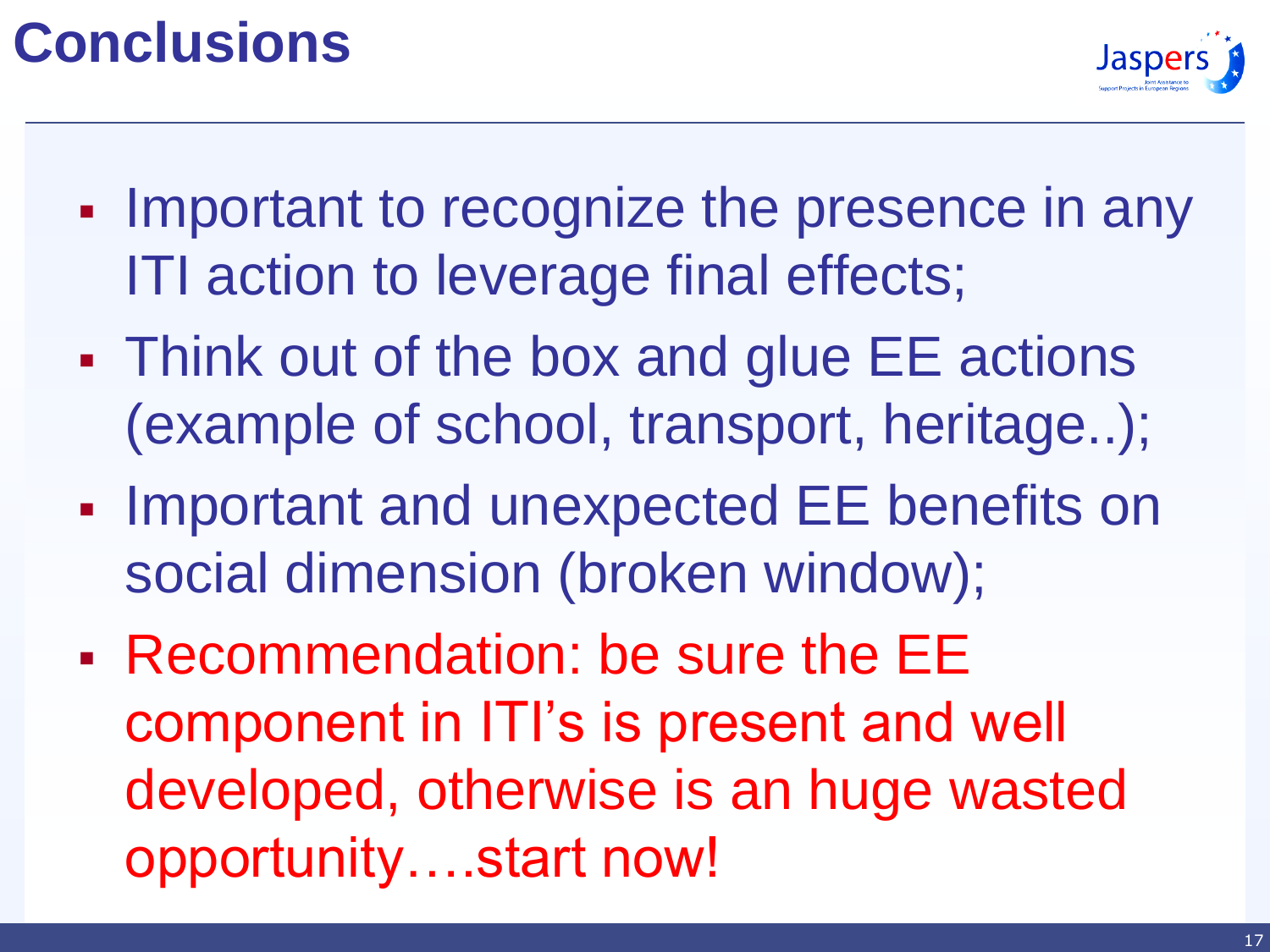# Conclusions

- Important to recognize the presence in any ITI action to leverage final effects;
- Think out of the box and glue EE actions (example of school, transport, heritage..);
- Important and unexpected EE benefits on social dimension (broken window);
- Recommendation: be sure the EE component in ITI's is present and well developed, otherwise is an huge wasted opportunity….start now!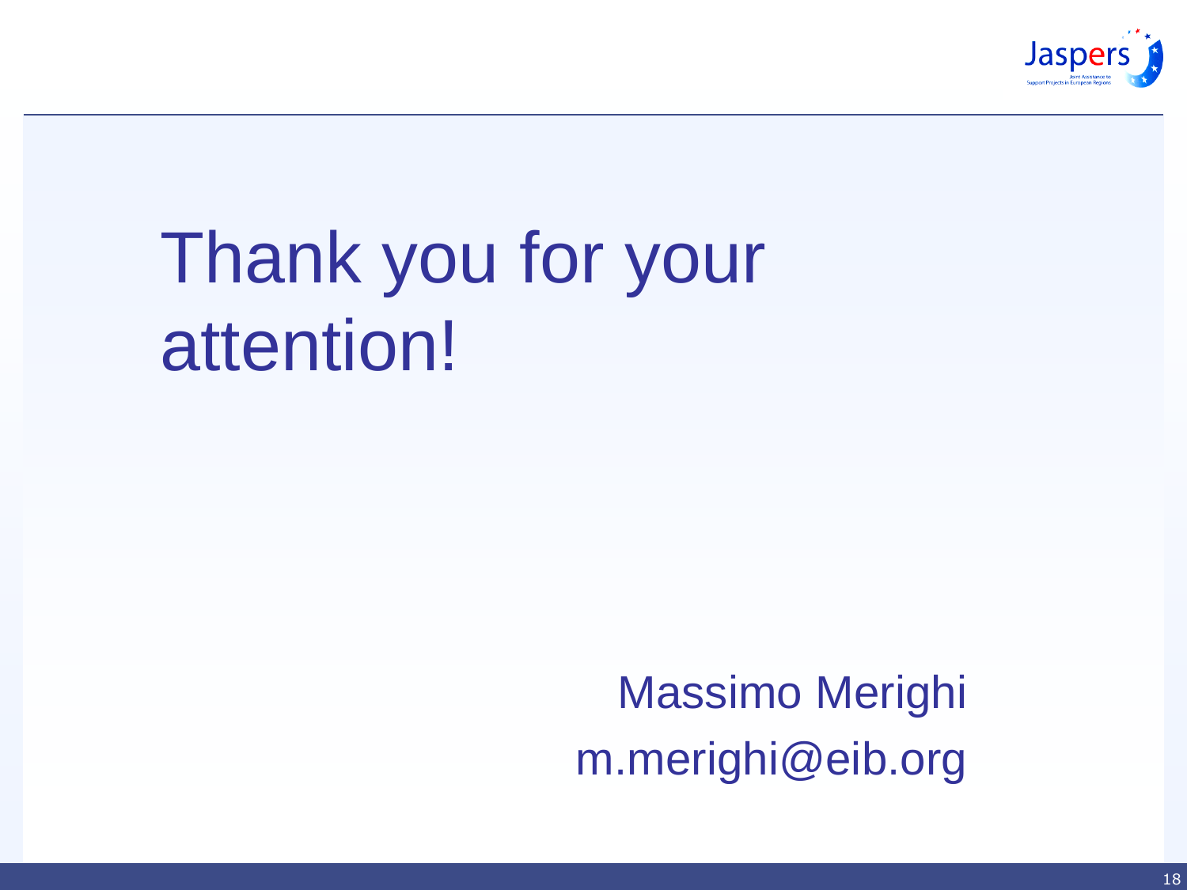# Thank you for your attention!

Massimo Merighi

m.merighi@eib.org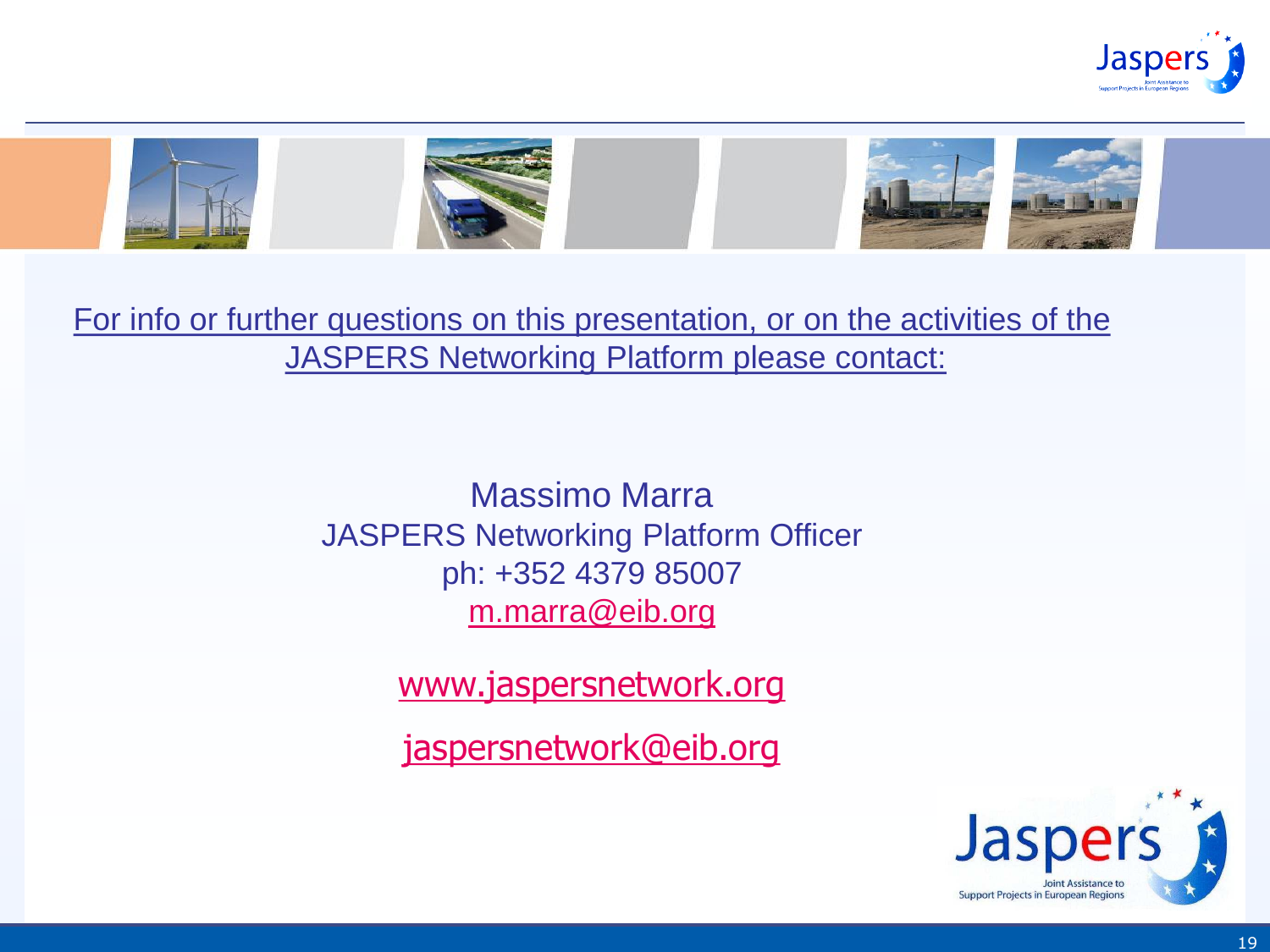For info or further questions on this presentation, or on the activities of the JASPERS Networking Platform please contact:

Massimo Marra
JASPERS Networking Platform Officer
ph: +352 4379 85007
m.marra@eib.org

www.jaspersnetwork.org

jaspersnetwork@eib.org